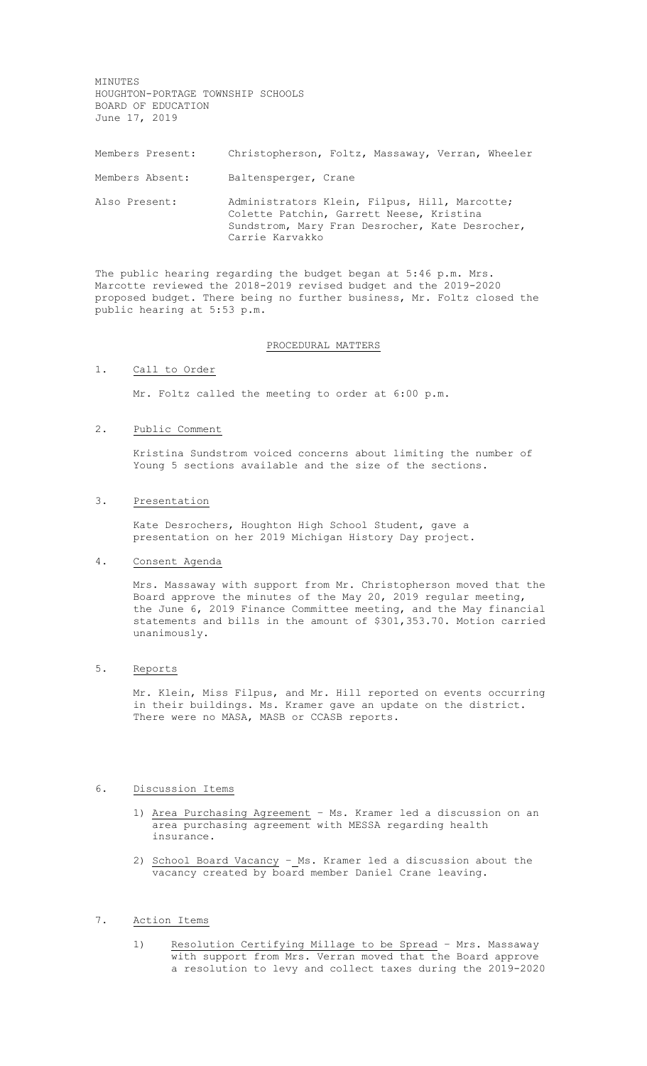MINUTES
HOUGHTON-PORTAGE TOWNSHIP SCHOOLS
BOARD OF EDUCATION
June 17, 2019

| | |
|---|---|
| Members Present: | Christopherson, Foltz, Massaway, Verran, Wheeler |
| Members Absent: | Baltensperger, Crane |
| Also Present: | Administrators Klein, Filpus, Hill, Marcotte; Colette Patchin, Garrett Neese, Kristina Sundstrom, Mary Fran Desrocher, Kate Desrocher, Carrie Karvakko |

The public hearing regarding the budget began at 5:46 p.m. Mrs. Marcotte reviewed the 2018-2019 revised budget and the 2019-2020 proposed budget. There being no further business, Mr. Foltz closed the public hearing at 5:53 p.m.

## PROCEDURAL MATTERS

1. Call to Order

   Mr. Foltz called the meeting to order at 6:00 p.m.

2. Public Comment

   Kristina Sundstrom voiced concerns about limiting the number of Young 5 sections available and the size of the sections.

3. Presentation

   Kate Desrochers, Houghton High School Student, gave a presentation on her 2019 Michigan History Day project.

4. Consent Agenda

   Mrs. Massaway with support from Mr. Christopherson moved that the Board approve the minutes of the May 20, 2019 regular meeting, the June 6, 2019 Finance Committee meeting, and the May financial statements and bills in the amount of $301,353.70. Motion carried unanimously.

5. Reports

   Mr. Klein, Miss Filpus, and Mr. Hill reported on events occurring in their buildings. Ms. Kramer gave an update on the district. There were no MASA, MASB or CCASB reports.

6. Discussion Items

   1) Area Purchasing Agreement – Ms. Kramer led a discussion on an area purchasing agreement with MESSA regarding health insurance.

   2) School Board Vacancy – Ms. Kramer led a discussion about the vacancy created by board member Daniel Crane leaving.

7. Action Items

   1) Resolution Certifying Millage to be Spread – Mrs. Massaway with support from Mrs. Verran moved that the Board approve a resolution to levy and collect taxes during the 2019-2020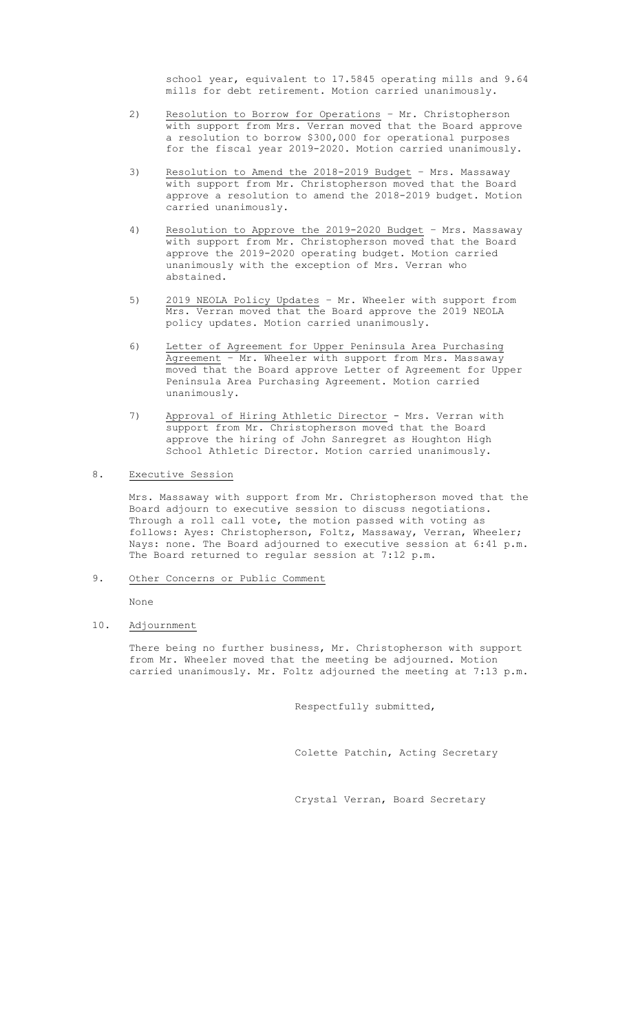school year, equivalent to 17.5845 operating mills and 9.64 mills for debt retirement. Motion carried unanimously.

2) Resolution to Borrow for Operations – Mr. Christopherson with support from Mrs. Verran moved that the Board approve a resolution to borrow $300,000 for operational purposes for the fiscal year 2019-2020. Motion carried unanimously.

3) Resolution to Amend the 2018-2019 Budget – Mrs. Massaway with support from Mr. Christopherson moved that the Board approve a resolution to amend the 2018-2019 budget. Motion carried unanimously.

4) Resolution to Approve the 2019-2020 Budget – Mrs. Massaway with support from Mr. Christopherson moved that the Board approve the 2019-2020 operating budget. Motion carried unanimously with the exception of Mrs. Verran who abstained.

5) 2019 NEOLA Policy Updates – Mr. Wheeler with support from Mrs. Verran moved that the Board approve the 2019 NEOLA policy updates. Motion carried unanimously.

6) Letter of Agreement for Upper Peninsula Area Purchasing Agreement – Mr. Wheeler with support from Mrs. Massaway moved that the Board approve Letter of Agreement for Upper Peninsula Area Purchasing Agreement. Motion carried unanimously.

7) Approval of Hiring Athletic Director - Mrs. Verran with support from Mr. Christopherson moved that the Board approve the hiring of John Sanregret as Houghton High School Athletic Director. Motion carried unanimously.

8. Executive Session

Mrs. Massaway with support from Mr. Christopherson moved that the Board adjourn to executive session to discuss negotiations. Through a roll call vote, the motion passed with voting as follows: Ayes: Christopherson, Foltz, Massaway, Verran, Wheeler; Nays: none. The Board adjourned to executive session at 6:41 p.m. The Board returned to regular session at 7:12 p.m.

9. Other Concerns or Public Comment

None

10. Adjournment

There being no further business, Mr. Christopherson with support from Mr. Wheeler moved that the meeting be adjourned. Motion carried unanimously. Mr. Foltz adjourned the meeting at 7:13 p.m.

Respectfully submitted,

Colette Patchin, Acting Secretary

Crystal Verran, Board Secretary